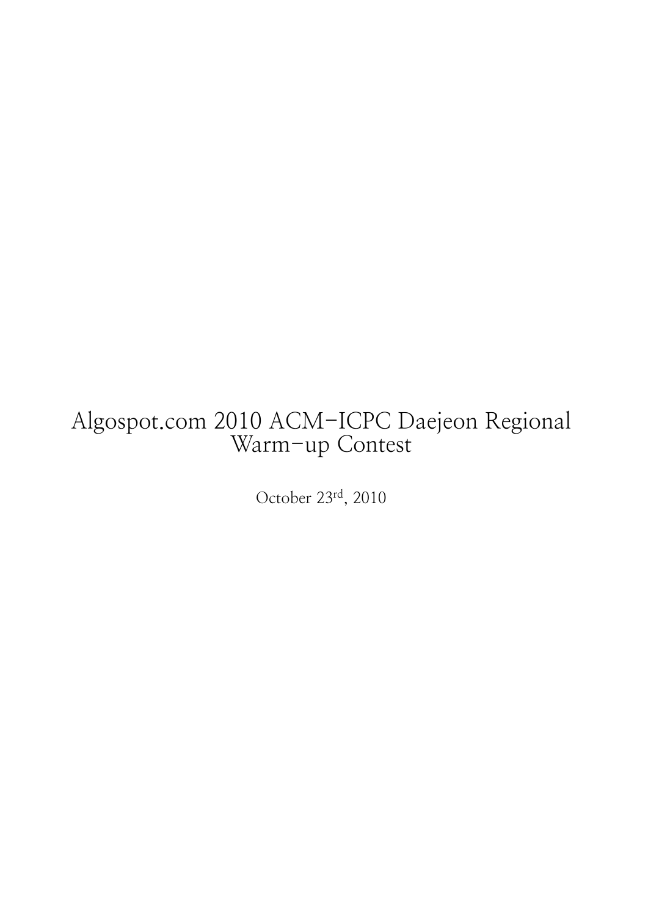# Algospot.com 2010 ACM-ICPC Daejeon Regional Warm-up Contest

October 23rd, 2010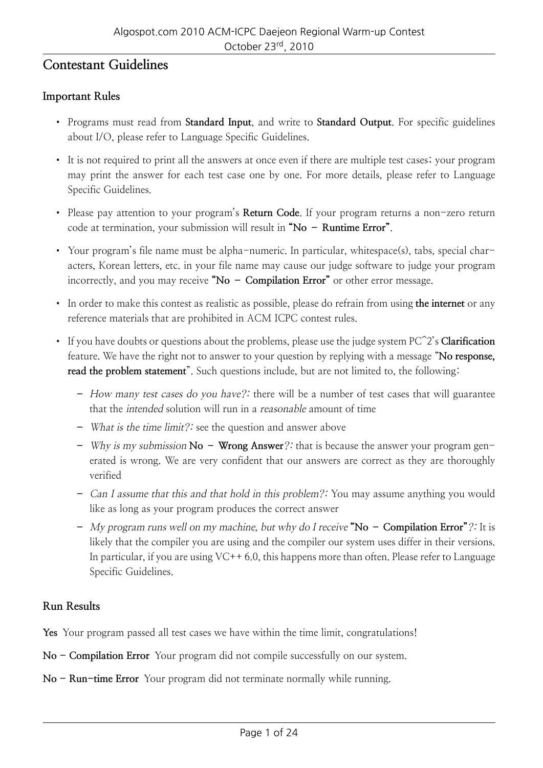## Contestant Guidelines

### Important Rules

- Programs must read from **Standard Input**, and write to **Standard Output**. For specific guidelines about I/O, please refer to Language Specific Guidelines.
- It is not required to print all the answers at once even if there are multiple test cases; your program may print the answer for each test case one by one. For more details, please refer to Language Specific Guidelines.
- Please pay attention to your program's **Return Code**. If your program returns a non-zero return code at termination, your submission will result in **"No – Runtime Error"**.
- Your program's file name must be alpha-numeric. In particular, whitespace(s), tabs, special characters, Korean letters, etc. in your file name may cause our judge software to judge your program incorrectly, and you may receive **"No – Compilation Error"** or other error message.
- In order to make this contest as realistic as possible, please do refrain from using **the internet** or any reference materials that are prohibited in ACM ICPC contest rules.
- If you have doubts or questions about the problems, please use the judge system PC^2's **Clarification** feature. We have the right not to answer to your question by replying with a message "**No response, read the problem statement**". Such questions include, but are not limited to, the following:
  - *How many test cases do you have?:* there will be a number of test cases that will guarantee that the *intended* solution will run in a *reasonable* amount of time
  - *What is the time limit?:* see the question and answer above
  - *Why is my submission* **No – Wrong Answer***?:* that is because the answer your program generated is wrong. We are very confident that our answers are correct as they are thoroughly verified
  - *Can I assume that this and that hold in this problem?:* You may assume anything you would like as long as your program produces the correct answer
  - *My program runs well on my machine, but why do I receive* **"No – Compilation Error"***?:* It is likely that the compiler you are using and the compiler our system uses differ in their versions. In particular, if you are using VC++ 6.0, this happens more than often. Please refer to Language Specific Guidelines.

### Run Results

**Yes** Your program passed all test cases we have within the time limit, congratulations!

**No – Compilation Error** Your program did not compile successfully on our system.

**No – Run-time Error** Your program did not terminate normally while running.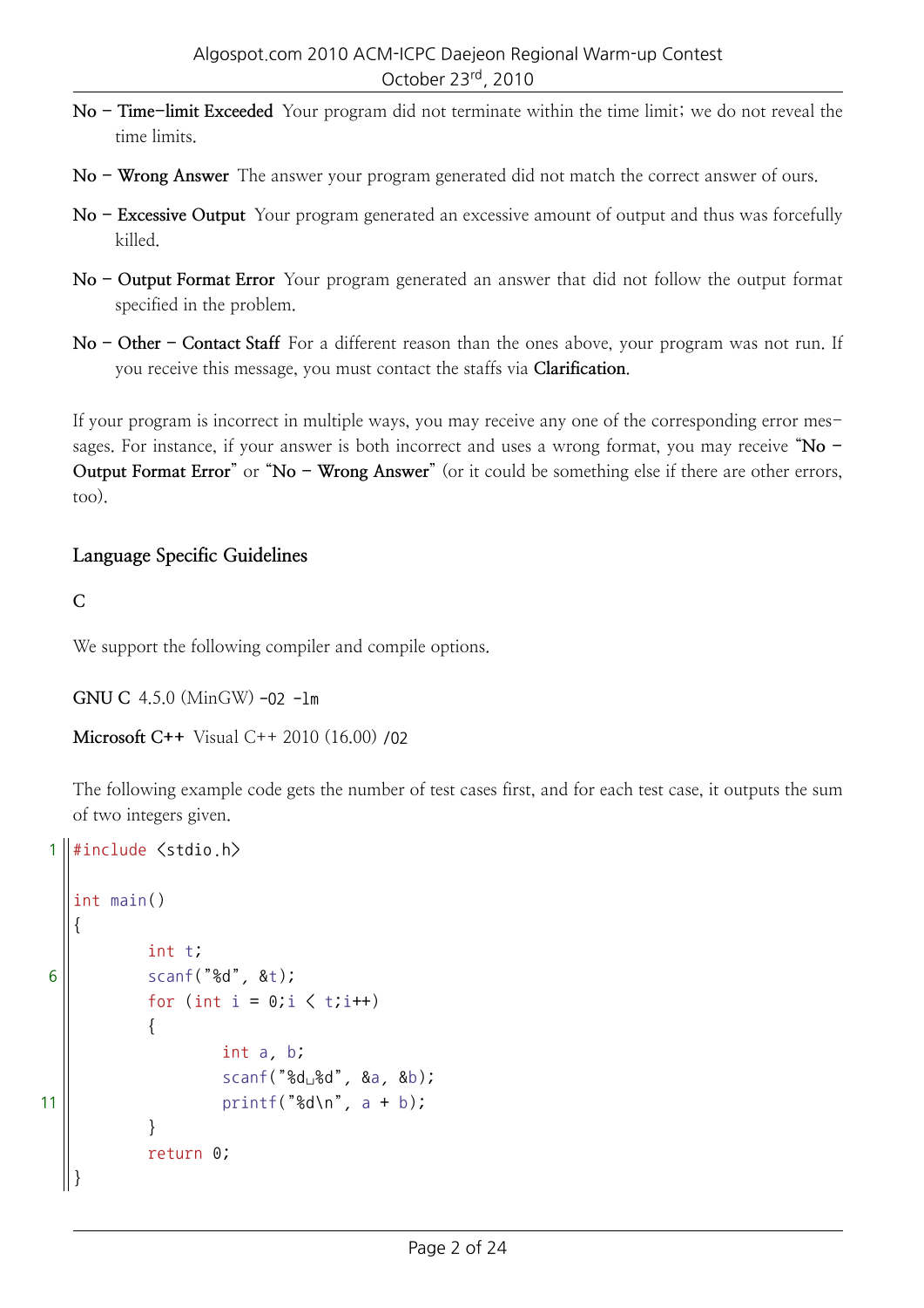**No – Time-limit Exceeded** Your program did not terminate within the time limit; we do not reveal the time limits.

**No – Wrong Answer** The answer your program generated did not match the correct answer of ours.

**No – Excessive Output** Your program generated an excessive amount of output and thus was forcefully killed.

**No – Output Format Error** Your program generated an answer that did not follow the output format specified in the problem.

**No – Other – Contact Staff** For a different reason than the ones above, your program was not run. If you receive this message, you must contact the staffs via **Clarification**.

If your program is incorrect in multiple ways, you may receive any one of the corresponding error messages. For instance, if your answer is both incorrect and uses a wrong format, you may receive "**No – Output Format Error**" or "**No – Wrong Answer**" (or it could be something else if there are other errors, too).

## Language Specific Guidelines

### C

We support the following compiler and compile options.

**GNU C** 4.5.0 (MinGW) `-O2 -lm`

**Microsoft C++** Visual C++ 2010 (16.00) `/O2`

The following example code gets the number of test cases first, and for each test case, it outputs the sum of two integers given.

```c
#include <stdio.h>

int main()
{
        int t;
        scanf("%d", &t);
        for (int i = 0;i < t;i++)
        {
                int a, b;
                scanf("%d %d", &a, &b);
                printf("%d\n", a + b);
        }
        return 0;
}
```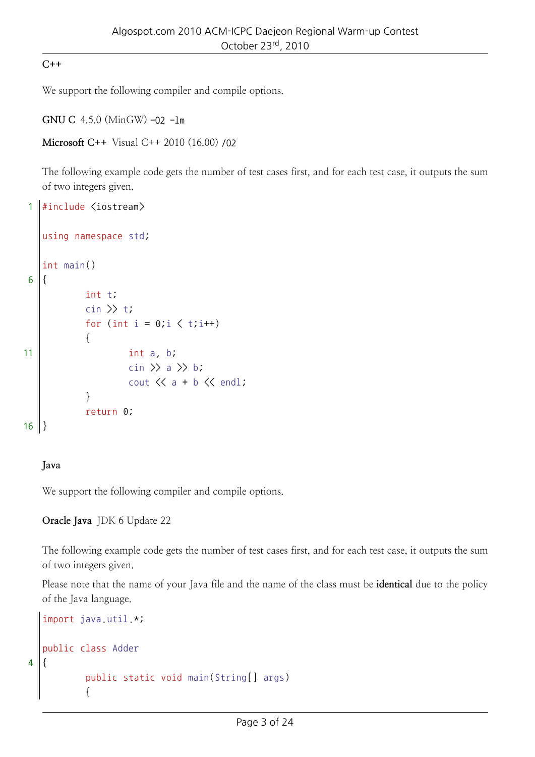### C++

We support the following compiler and compile options.

**GNU C** 4.5.0 (MinGW) `-O2 -lm`

**Microsoft C++** Visual C++ 2010 (16.00) `/O2`

The following example code gets the number of test cases first, and for each test case, it outputs the sum of two integers given.

```cpp
#include <iostream>

using namespace std;

int main()
{
        int t;
        cin >> t;
        for (int i = 0;i < t;i++)
        {
                int a, b;
                cin >> a >> b;
                cout << a + b << endl;
        }
        return 0;
}
```

### Java

We support the following compiler and compile options.

**Oracle Java** JDK 6 Update 22

The following example code gets the number of test cases first, and for each test case, it outputs the sum of two integers given.

Please note that the name of your Java file and the name of the class must be **identical** due to the policy of the Java language.

```java
import java.util.*;

public class Adder
{
        public static void main(String[] args)
        {
```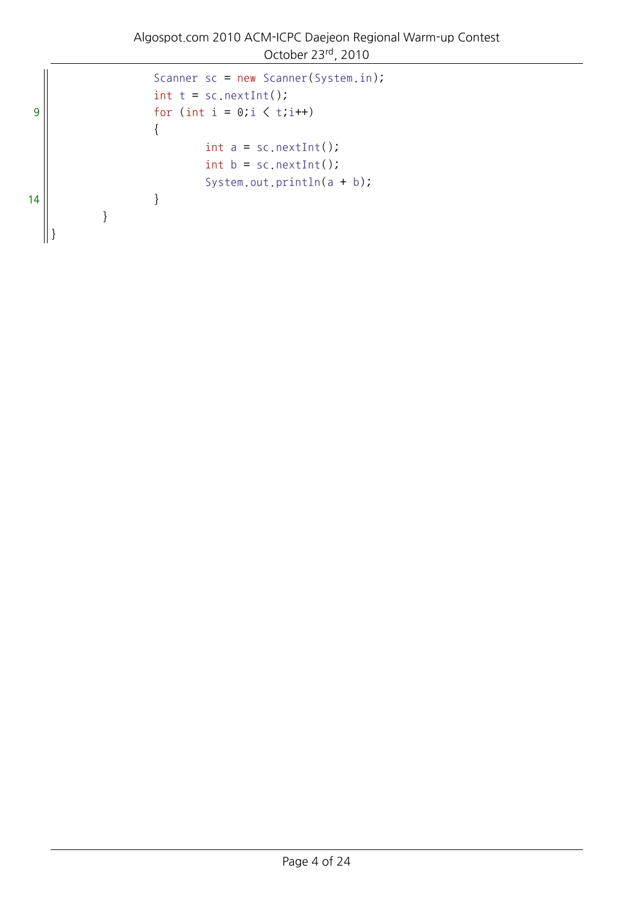```java
        Scanner sc = new Scanner(System.in);
        int t = sc.nextInt();
        for (int i = 0;i < t;i++)
        {
            int a = sc.nextInt();
            int b = sc.nextInt();
            System.out.println(a + b);
        }
    }
}
```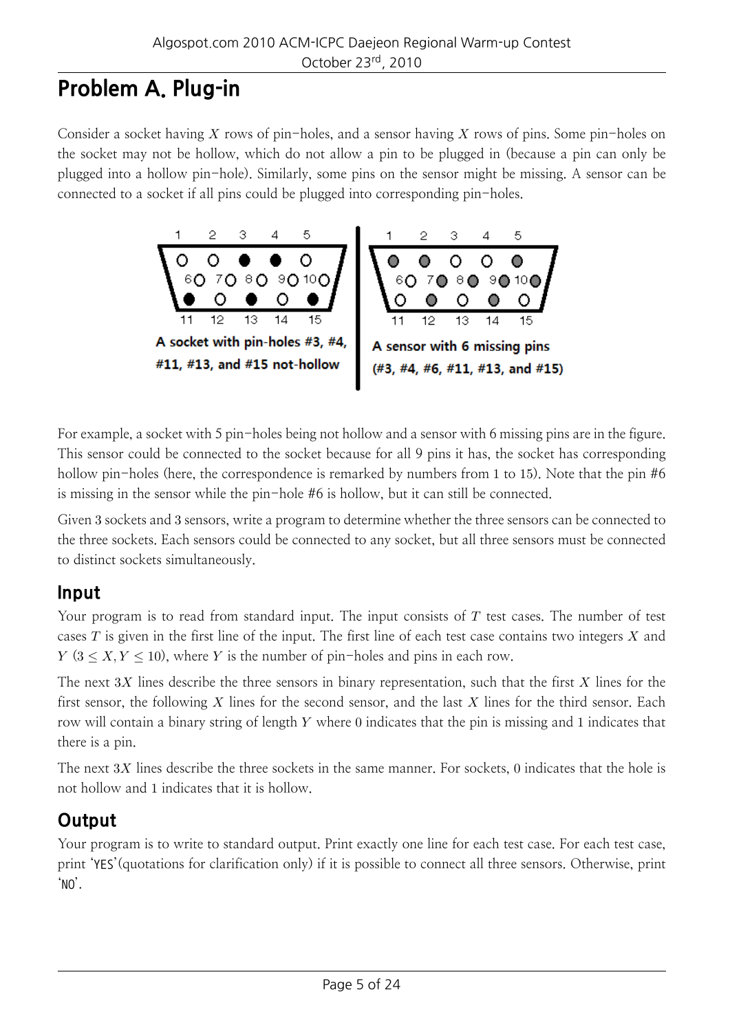# Problem A. Plug-in

Consider a socket having $X$ rows of pin-holes, and a sensor having $X$ rows of pins. Some pin-holes on the socket may not be hollow, which do not allow a pin to be plugged in (because a pin can only be plugged into a hollow pin-hole). Similarly, some pins on the sensor might be missing. A sensor can be connected to a socket if all pins could be plugged into corresponding pin-holes.

A socket with pin-holes #3, #4, #11, #13, and #15 not-hollow

A sensor with 6 missing pins (#3, #4, #6, #11, #13, and #15)

For example, a socket with 5 pin-holes being not hollow and a sensor with 6 missing pins are in the figure. This sensor could be connected to the socket because for all 9 pins it has, the socket has corresponding hollow pin-holes (here, the correspondence is remarked by numbers from 1 to 15). Note that the pin #6 is missing in the sensor while the pin-hole #6 is hollow, but it can still be connected.

Given 3 sockets and 3 sensors, write a program to determine whether the three sensors can be connected to the three sockets. Each sensors could be connected to any socket, but all three sensors must be connected to distinct sockets simultaneously.

## Input

Your program is to read from standard input. The input consists of $T$ test cases. The number of test cases $T$ is given in the first line of the input. The first line of each test case contains two integers $X$ and $Y$ ($3 \leq X, Y \leq 10$), where $Y$ is the number of pin-holes and pins in each row.

The next $3X$ lines describe the three sensors in binary representation, such that the first $X$ lines for the first sensor, the following $X$ lines for the second sensor, and the last $X$ lines for the third sensor. Each row will contain a binary string of length $Y$ where 0 indicates that the pin is missing and 1 indicates that there is a pin.

The next $3X$ lines describe the three sockets in the same manner. For sockets, 0 indicates that the hole is not hollow and 1 indicates that it is hollow.

## Output

Your program is to write to standard output. Print exactly one line for each test case. For each test case, print 'YES'(quotations for clarification only) if it is possible to connect all three sensors. Otherwise, print 'NO'.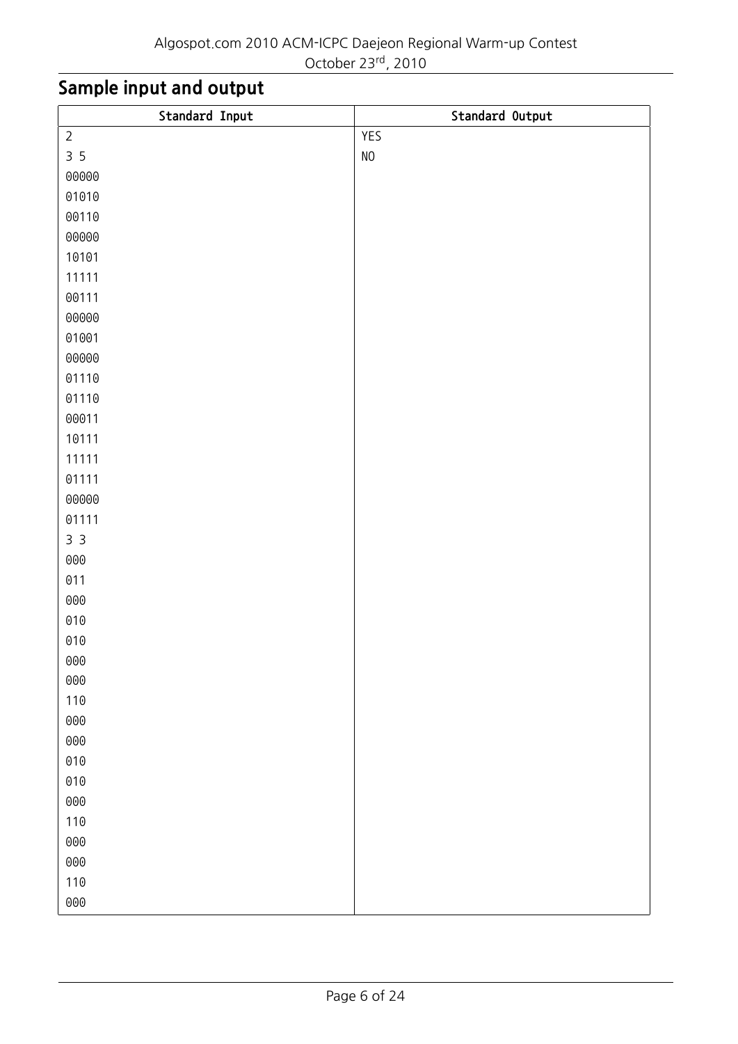## Sample input and output

| Standard Input | Standard Output |
|---|---|
| 2 | YES |
| 3 5 | NO |
| 00000 | |
| 01010 | |
| 00110 | |
| 00000 | |
| 10101 | |
| 11111 | |
| 00111 | |
| 00000 | |
| 01001 | |
| 00000 | |
| 01110 | |
| 01110 | |
| 00011 | |
| 10111 | |
| 11111 | |
| 01111 | |
| 00000 | |
| 01111 | |
| 3 3 | |
| 000 | |
| 011 | |
| 000 | |
| 010 | |
| 010 | |
| 000 | |
| 000 | |
| 110 | |
| 000 | |
| 000 | |
| 010 | |
| 010 | |
| 000 | |
| 110 | |
| 000 | |
| 000 | |
| 110 | |
| 000 | |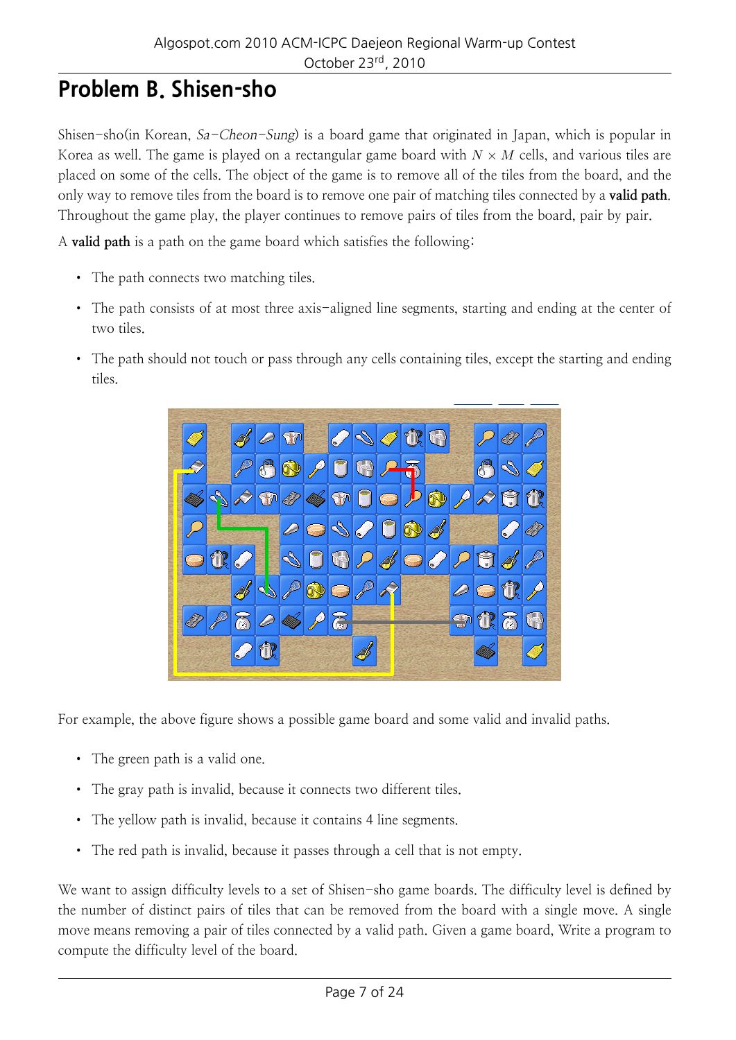# Problem B. Shisen-sho

Shisen-sho(in Korean, *Sa-Cheon-Sung*) is a board game that originated in Japan, which is popular in Korea as well. The game is played on a rectangular game board with $N \times M$ cells, and various tiles are placed on some of the cells. The object of the game is to remove all of the tiles from the board, and the only way to remove tiles from the board is to remove one pair of matching tiles connected by a **valid path**. Throughout the game play, the player continues to remove pairs of tiles from the board, pair by pair.

A **valid path** is a path on the game board which satisfies the following:

- The path connects two matching tiles.
- The path consists of at most three axis-aligned line segments, starting and ending at the center of two tiles.
- The path should not touch or pass through any cells containing tiles, except the starting and ending tiles.

For example, the above figure shows a possible game board and some valid and invalid paths.

- The green path is a valid one.
- The gray path is invalid, because it connects two different tiles.
- The yellow path is invalid, because it contains 4 line segments.
- The red path is invalid, because it passes through a cell that is not empty.

We want to assign difficulty levels to a set of Shisen-sho game boards. The difficulty level is defined by the number of distinct pairs of tiles that can be removed from the board with a single move. A single move means removing a pair of tiles connected by a valid path. Given a game board, Write a program to compute the difficulty level of the board.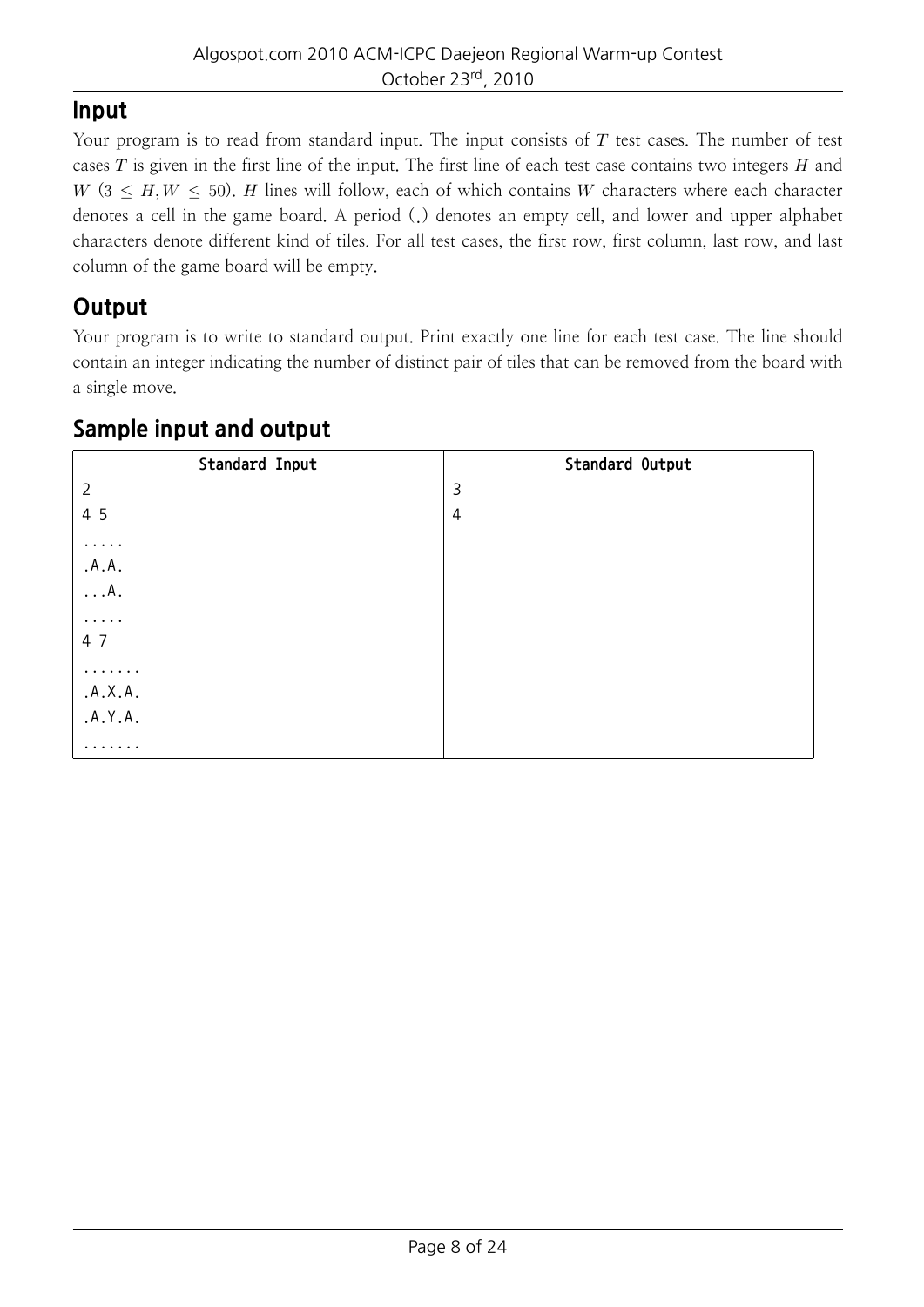## Input

Your program is to read from standard input. The input consists of $T$ test cases. The number of test cases $T$ is given in the first line of the input. The first line of each test case contains two integers $H$ and $W$ ($3 \leq H, W \leq 50$). $H$ lines will follow, each of which contains $W$ characters where each character denotes a cell in the game board. A period (.) denotes an empty cell, and lower and upper alphabet characters denote different kind of tiles. For all test cases, the first row, first column, last row, and last column of the game board will be empty.

## Output

Your program is to write to standard output. Print exactly one line for each test case. The line should contain an integer indicating the number of distinct pair of tiles that can be removed from the board with a single move.

## Sample input and output

| Standard Input | Standard Output |
|---|---|
| 2 | 3 |
| 4 5 | 4 |
| ..... | |
| .A.A. | |
| ...A. | |
| ..... | |
| 4 7 | |
| ....... | |
| .A.X.A. | |
| .A.Y.A. | |
| ....... | |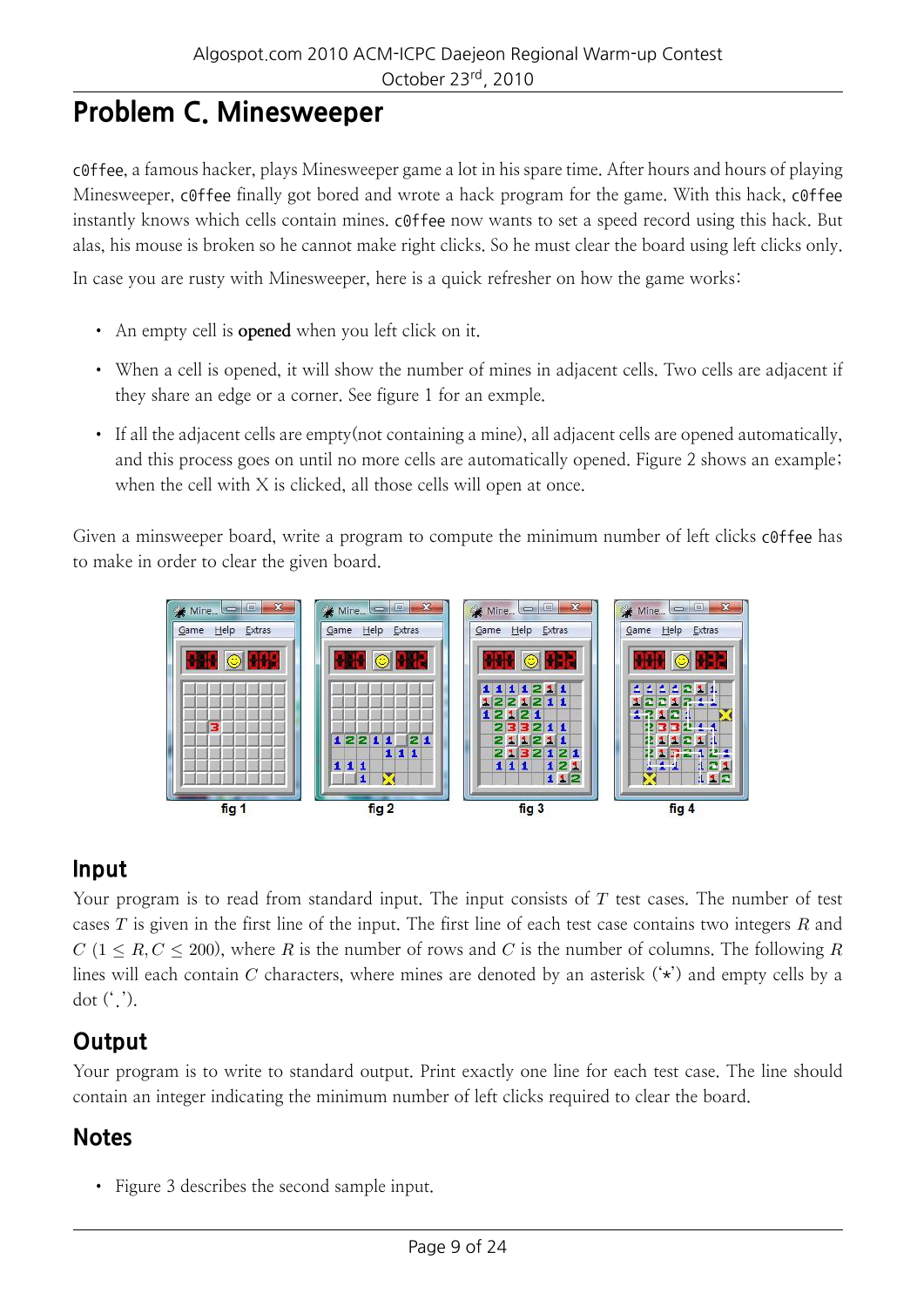# Problem C. Minesweeper

c0ffee, a famous hacker, plays Minesweeper game a lot in his spare time. After hours and hours of playing Minesweeper, c0ffee finally got bored and wrote a hack program for the game. With this hack, c0ffee instantly knows which cells contain mines. c0ffee now wants to set a speed record using this hack. But alas, his mouse is broken so he cannot make right clicks. So he must clear the board using left clicks only.

In case you are rusty with Minesweeper, here is a quick refresher on how the game works:

- An empty cell is **opened** when you left click on it.
- When a cell is opened, it will show the number of mines in adjacent cells. Two cells are adjacent if they share an edge or a corner. See figure 1 for an exmple.
- If all the adjacent cells are empty(not containing a mine), all adjacent cells are opened automatically, and this process goes on until no more cells are automatically opened. Figure 2 shows an example; when the cell with X is clicked, all those cells will open at once.

Given a minsweeper board, write a program to compute the minimum number of left clicks c0ffee has to make in order to clear the given board.

fig 1 fig 2 fig 3 fig 4

## Input

Your program is to read from standard input. The input consists of $T$ test cases. The number of test cases $T$ is given in the first line of the input. The first line of each test case contains two integers $R$ and $C$ ($1 \le R, C \le 200$), where $R$ is the number of rows and $C$ is the number of columns. The following $R$ lines will each contain $C$ characters, where mines are denoted by an asterisk ('*') and empty cells by a dot ('.').

## Output

Your program is to write to standard output. Print exactly one line for each test case. The line should contain an integer indicating the minimum number of left clicks required to clear the board.

## Notes

- Figure 3 describes the second sample input.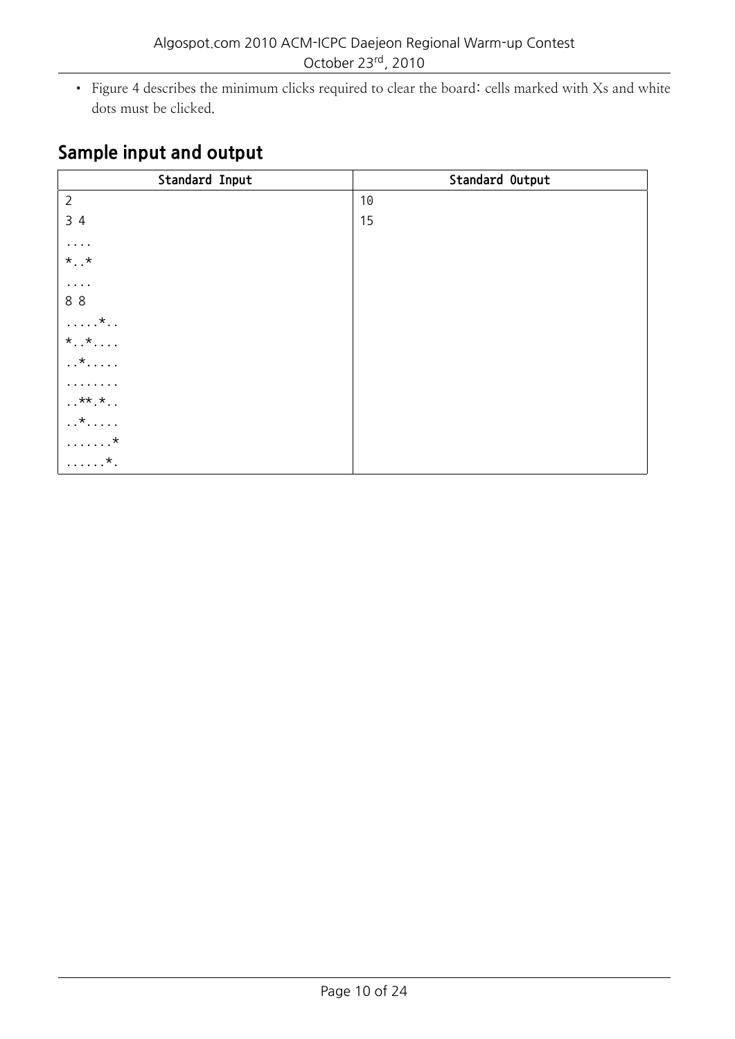- Figure 4 describes the minimum clicks required to clear the board: cells marked with Xs and white dots must be clicked.

## Sample input and output

| Standard Input | Standard Output |
| --- | --- |
| 2 | 10 |
| 3 4 | 15 |
| .... | |
| *..* | |
| .... | |
| 8 8 | |
| .....*.. | |
| *..*.... | |
| ..*..... | |
| ........ | |
| ..**.*.. | |
| ..*..... | |
| .......* | |
| ......*. | |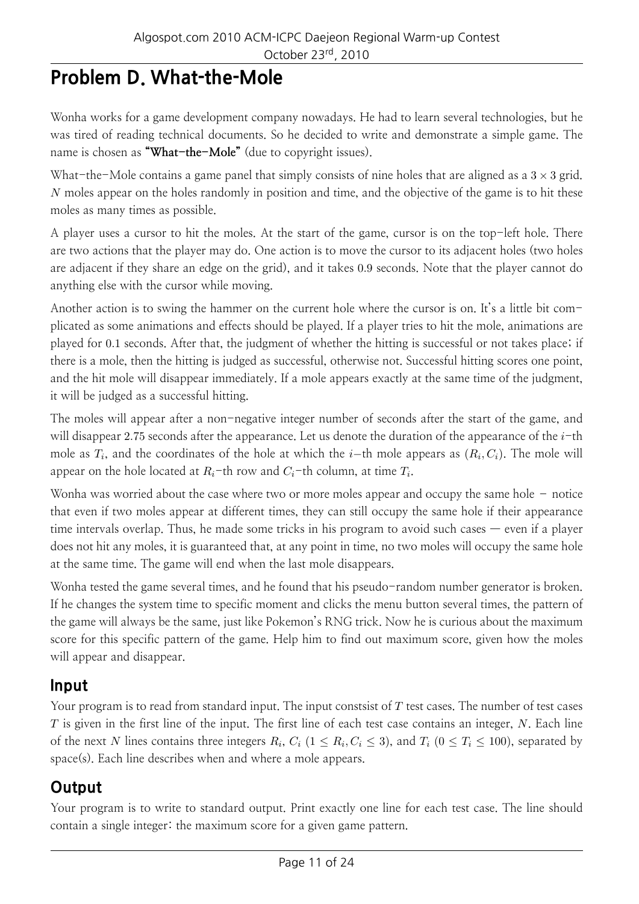# Problem D. What-the-Mole

Wonha works for a game development company nowadays. He had to learn several technologies, but he was tired of reading technical documents. So he decided to write and demonstrate a simple game. The name is chosen as **"What-the-Mole"** (due to copyright issues).

What-the-Mole contains a game panel that simply consists of nine holes that are aligned as a $3 \times 3$ grid. $N$ moles appear on the holes randomly in position and time, and the objective of the game is to hit these moles as many times as possible.

A player uses a cursor to hit the moles. At the start of the game, cursor is on the top-left hole. There are two actions that the player may do. One action is to move the cursor to its adjacent holes (two holes are adjacent if they share an edge on the grid), and it takes 0.9 seconds. Note that the player cannot do anything else with the cursor while moving.

Another action is to swing the hammer on the current hole where the cursor is on. It's a little bit complicated as some animations and effects should be played. If a player tries to hit the mole, animations are played for 0.1 seconds. After that, the judgment of whether the hitting is successful or not takes place; if there is a mole, then the hitting is judged as successful, otherwise not. Successful hitting scores one point, and the hit mole will disappear immediately. If a mole appears exactly at the same time of the judgment, it will be judged as a successful hitting.

The moles will appear after a non-negative integer number of seconds after the start of the game, and will disappear 2.75 seconds after the appearance. Let us denote the duration of the appearance of the $i$-th mole as $T_i$, and the coordinates of the hole at which the $i$-th mole appears as $(R_i, C_i)$. The mole will appear on the hole located at $R_i$-th row and $C_i$-th column, at time $T_i$.

Wonha was worried about the case where two or more moles appear and occupy the same hole – notice that even if two moles appear at different times, they can still occupy the same hole if their appearance time intervals overlap. Thus, he made some tricks in his program to avoid such cases — even if a player does not hit any moles, it is guaranteed that, at any point in time, no two moles will occupy the same hole at the same time. The game will end when the last mole disappears.

Wonha tested the game several times, and he found that his pseudo-random number generator is broken. If he changes the system time to specific moment and clicks the menu button several times, the pattern of the game will always be the same, just like Pokemon's RNG trick. Now he is curious about the maximum score for this specific pattern of the game. Help him to find out maximum score, given how the moles will appear and disappear.

## Input

Your program is to read from standard input. The input constsist of $T$ test cases. The number of test cases $T$ is given in the first line of the input. The first line of each test case contains an integer, $N$. Each line of the next $N$ lines contains three integers $R_i$, $C_i$ ($1 \leq R_i, C_i \leq 3$), and $T_i$ ($0 \leq T_i \leq 100$), separated by space(s). Each line describes when and where a mole appears.

## Output

Your program is to write to standard output. Print exactly one line for each test case. The line should contain a single integer: the maximum score for a given game pattern.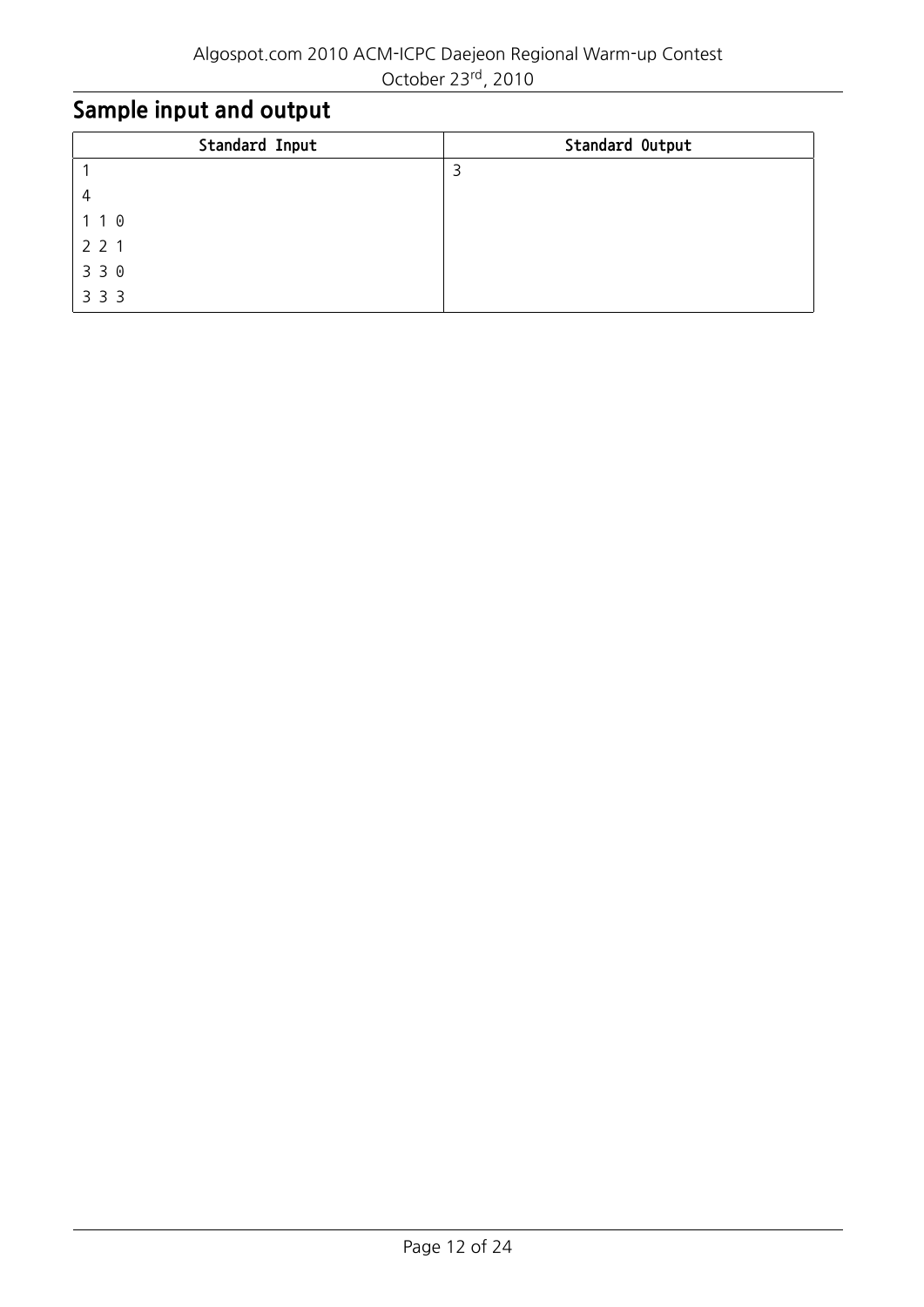## Sample input and output

| Standard Input | Standard Output |
|---|---|
| 1<br>4<br>1 1 0<br>2 2 1<br>3 3 0<br>3 3 3 | 3 |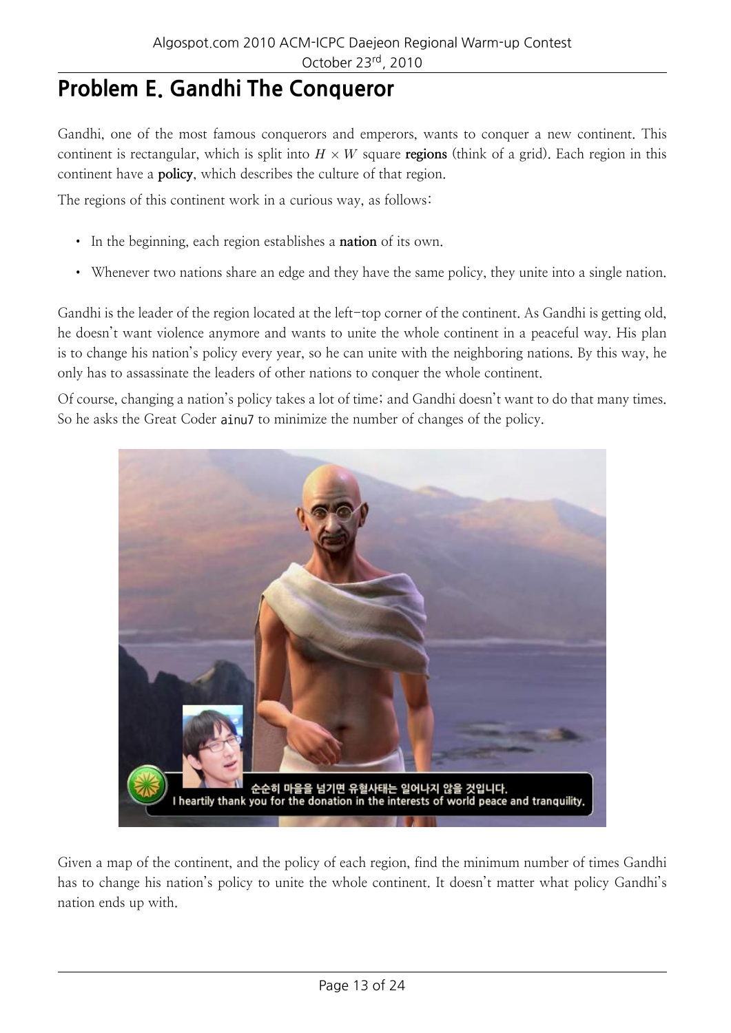# Problem E. Gandhi The Conqueror

Gandhi, one of the most famous conquerors and emperors, wants to conquer a new continent. This continent is rectangular, which is split into $H \times W$ square **regions** (think of a grid). Each region in this continent have a **policy**, which describes the culture of that region.

The regions of this continent work in a curious way, as follows:

- In the beginning, each region establishes a **nation** of its own.
- Whenever two nations share an edge and they have the same policy, they unite into a single nation.

Gandhi is the leader of the region located at the left-top corner of the continent. As Gandhi is getting old, he doesn't want violence anymore and wants to unite the whole continent in a peaceful way. His plan is to change his nation's policy every year, so he can unite with the neighboring nations. By this way, he only has to assassinate the leaders of other nations to conquer the whole continent.

Of course, changing a nation's policy takes a lot of time; and Gandhi doesn't want to do that many times. So he asks the Great Coder `ainu7` to minimize the number of changes of the policy.

Given a map of the continent, and the policy of each region, find the minimum number of times Gandhi has to change his nation's policy to unite the whole continent. It doesn't matter what policy Gandhi's nation ends up with.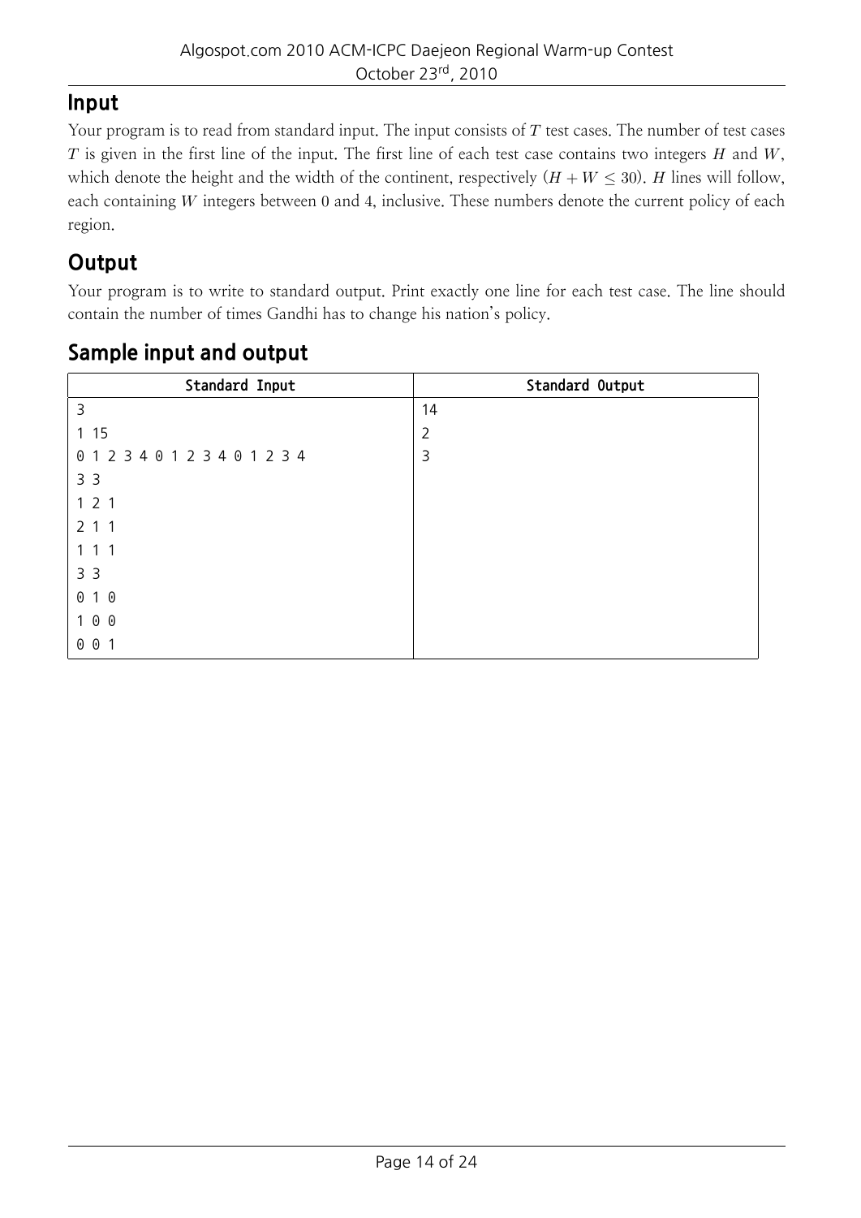## Input

Your program is to read from standard input. The input consists of $T$ test cases. The number of test cases $T$ is given in the first line of the input. The first line of each test case contains two integers $H$ and $W$, which denote the height and the width of the continent, respectively ($H + W \leq 30$). $H$ lines will follow, each containing $W$ integers between 0 and 4, inclusive. These numbers denote the current policy of each region.

## Output

Your program is to write to standard output. Print exactly one line for each test case. The line should contain the number of times Gandhi has to change his nation's policy.

## Sample input and output

| Standard Input | Standard Output |
|---|---|
| 3 | 14 |
| 1 15 | 2 |
| 0 1 2 3 4 0 1 2 3 4 0 1 2 3 4 | 3 |
| 3 3 | |
| 1 2 1 | |
| 2 1 1 | |
| 1 1 1 | |
| 3 3 | |
| 0 1 0 | |
| 1 0 0 | |
| 0 0 1 | |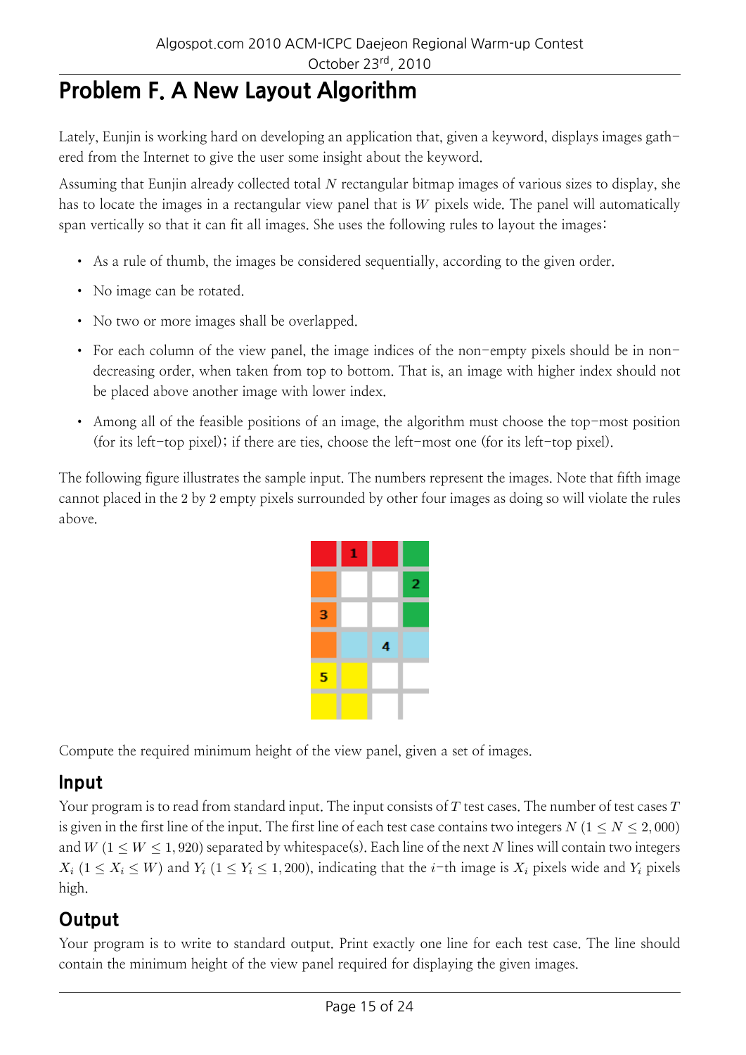# Problem F. A New Layout Algorithm

Lately, Eunjin is working hard on developing an application that, given a keyword, displays images gathered from the Internet to give the user some insight about the keyword.

Assuming that Eunjin already collected total $N$ rectangular bitmap images of various sizes to display, she has to locate the images in a rectangular view panel that is $W$ pixels wide. The panel will automatically span vertically so that it can fit all images. She uses the following rules to layout the images:

- As a rule of thumb, the images be considered sequentially, according to the given order.
- No image can be rotated.
- No two or more images shall be overlapped.
- For each column of the view panel, the image indices of the non-empty pixels should be in non-decreasing order, when taken from top to bottom. That is, an image with higher index should not be placed above another image with lower index.
- Among all of the feasible positions of an image, the algorithm must choose the top-most position (for its left-top pixel); if there are ties, choose the left-most one (for its left-top pixel).

The following figure illustrates the sample input. The numbers represent the images. Note that fifth image cannot placed in the 2 by 2 empty pixels surrounded by other four images as doing so will violate the rules above.

Compute the required minimum height of the view panel, given a set of images.

## Input

Your program is to read from standard input. The input consists of $T$ test cases. The number of test cases $T$ is given in the first line of the input. The first line of each test case contains two integers $N$ ($1 \leq N \leq 2,000$) and $W$ ($1 \leq W \leq 1,920$) separated by whitespace(s). Each line of the next $N$ lines will contain two integers $X_i$ ($1 \leq X_i \leq W$) and $Y_i$ ($1 \leq Y_i \leq 1,200$), indicating that the $i$-th image is $X_i$ pixels wide and $Y_i$ pixels high.

## Output

Your program is to write to standard output. Print exactly one line for each test case. The line should contain the minimum height of the view panel required for displaying the given images.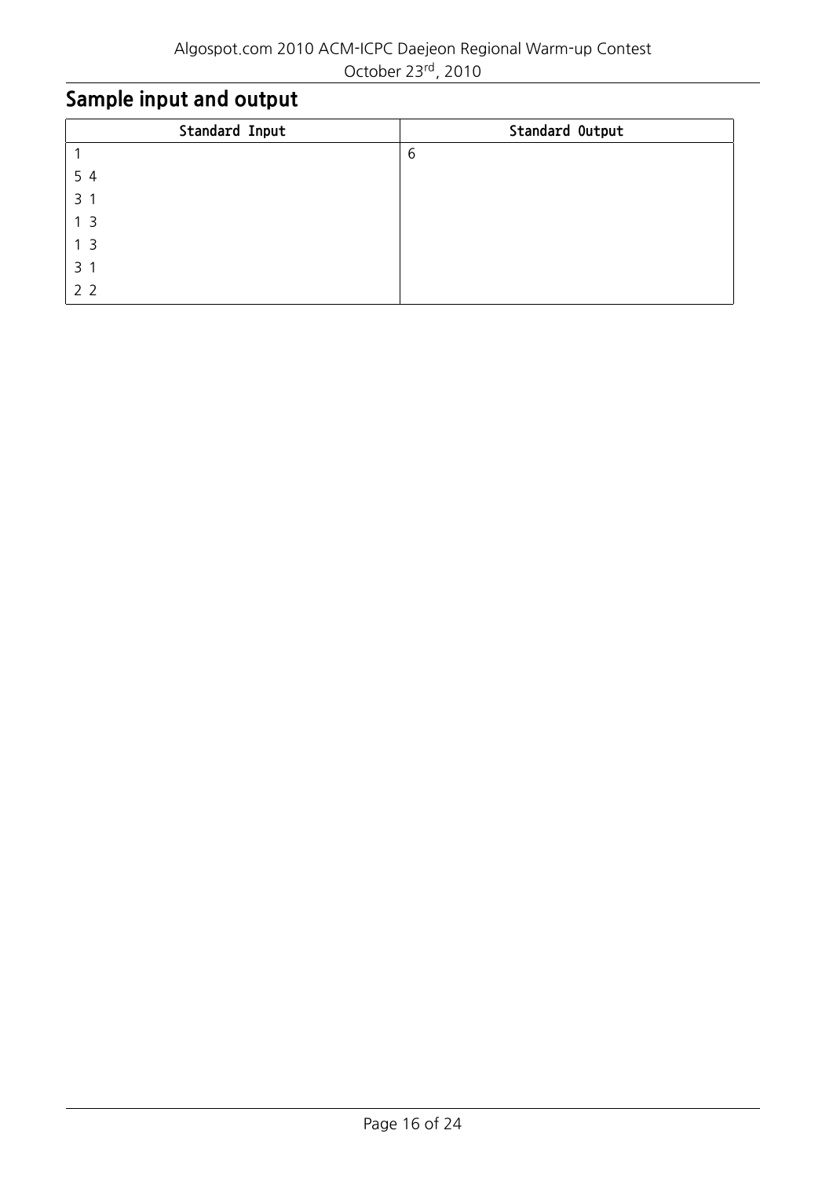## Sample input and output

| Standard Input | Standard Output |
|---|---|
| 1<br>5 4<br>3 1<br>1 3<br>1 3<br>3 1<br>2 2 | 6 |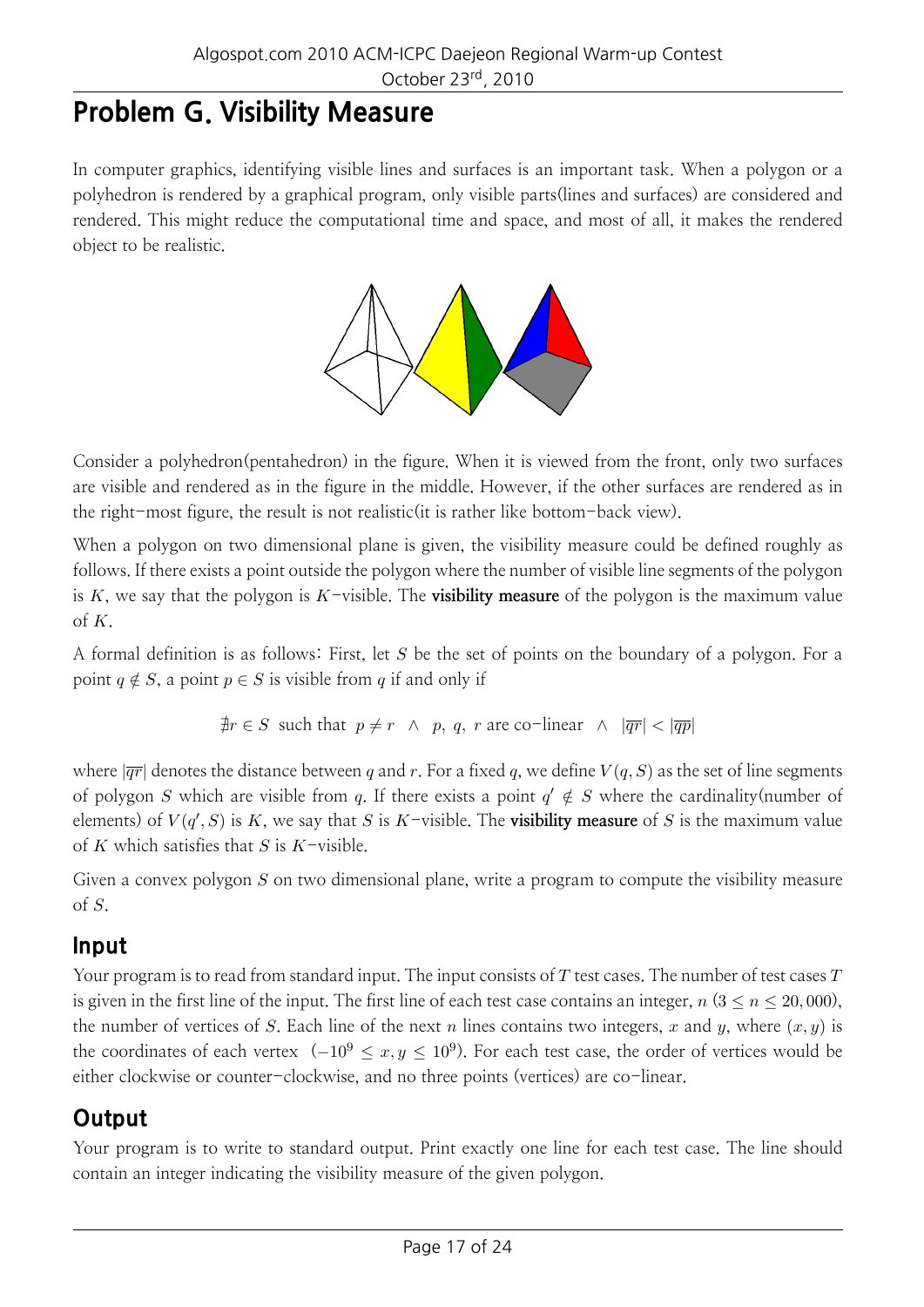# Problem G. Visibility Measure

In computer graphics, identifying visible lines and surfaces is an important task. When a polygon or a polyhedron is rendered by a graphical program, only visible parts(lines and surfaces) are considered and rendered. This might reduce the computational time and space, and most of all, it makes the rendered object to be realistic.

Consider a polyhedron(pentahedron) in the figure. When it is viewed from the front, only two surfaces are visible and rendered as in the figure in the middle. However, if the other surfaces are rendered as in the right-most figure, the result is not realistic(it is rather like bottom-back view).

When a polygon on two dimensional plane is given, the visibility measure could be defined roughly as follows. If there exists a point outside the polygon where the number of visible line segments of the polygon is $K$, we say that the polygon is $K$-visible. The **visibility measure** of the polygon is the maximum value of $K$.

A formal definition is as follows: First, let $S$ be the set of points on the boundary of a polygon. For a point $q \notin S$, a point $p \in S$ is visible from $q$ if and only if

$$\nexists r \in S \text{ such that } p \neq r \ \wedge \ p,\ q,\ r \text{ are co-linear } \ \wedge \ |\overline{qr}| < |\overline{qp}|$$

where $|\overline{qr}|$ denotes the distance between $q$ and $r$. For a fixed $q$, we define $V(q, S)$ as the set of line segments of polygon $S$ which are visible from $q$. If there exists a point $q' \notin S$ where the cardinality(number of elements) of $V(q', S)$ is $K$, we say that $S$ is $K$-visible. The **visibility measure** of $S$ is the maximum value of $K$ which satisfies that $S$ is $K$-visible.

Given a convex polygon $S$ on two dimensional plane, write a program to compute the visibility measure of $S$.

## Input

Your program is to read from standard input. The input consists of $T$ test cases. The number of test cases $T$ is given in the first line of the input. The first line of each test case contains an integer, $n$ $(3 \le n \le 20{,}000)$, the number of vertices of $S$. Each line of the next $n$ lines contains two integers, $x$ and $y$, where $(x, y)$ is the coordinates of each vertex $(-10^9 \le x, y \le 10^9)$. For each test case, the order of vertices would be either clockwise or counter-clockwise, and no three points (vertices) are co-linear.

## Output

Your program is to write to standard output. Print exactly one line for each test case. The line should contain an integer indicating the visibility measure of the given polygon.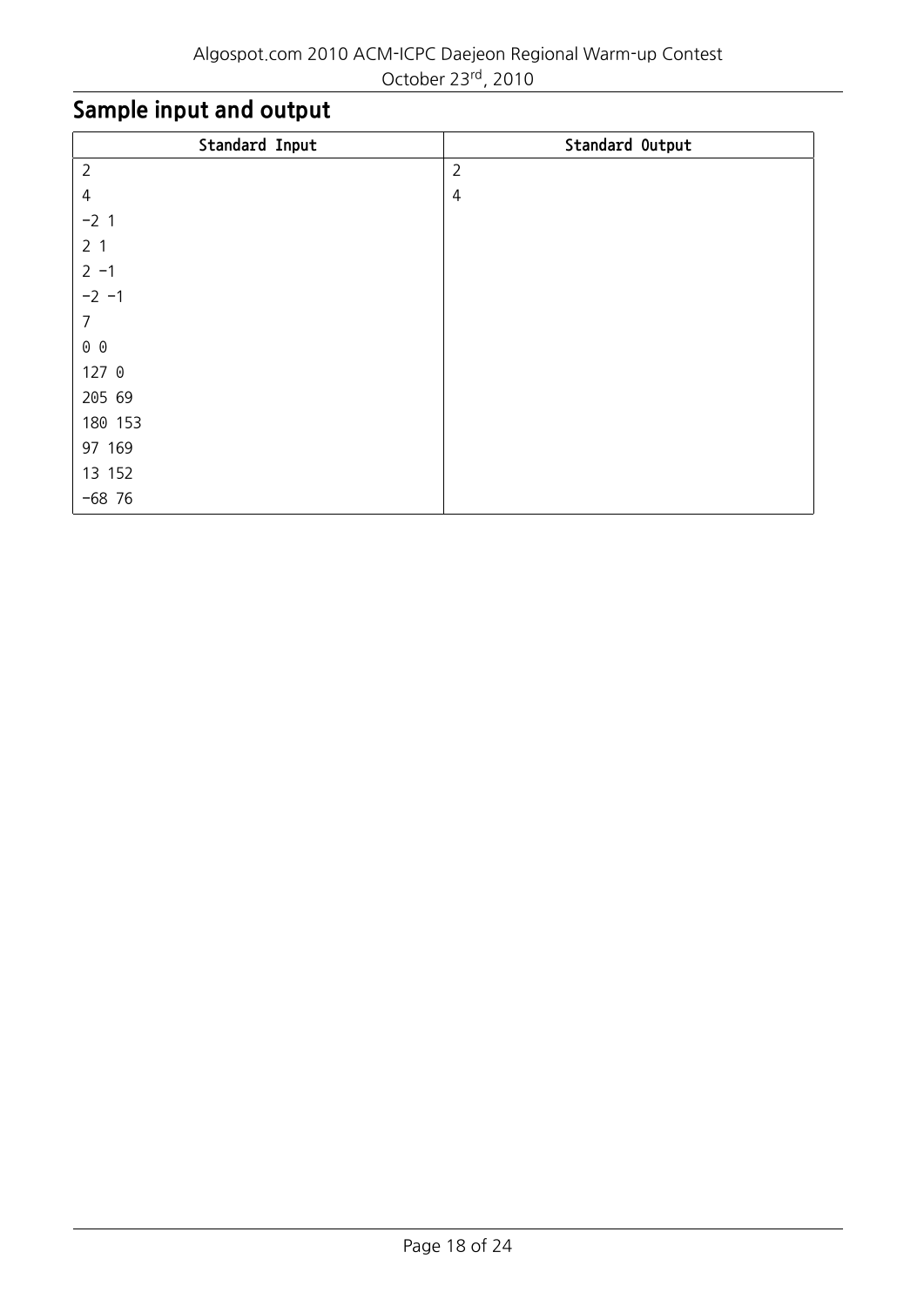## Sample input and output

| Standard Input | Standard Output |
|---|---|
| 2 | 2 |
| 4 | 4 |
| -2 1 | |
| 2 1 | |
| 2 -1 | |
| -2 -1 | |
| 7 | |
| 0 0 | |
| 127 0 | |
| 205 69 | |
| 180 153 | |
| 97 169 | |
| 13 152 | |
| -68 76 | |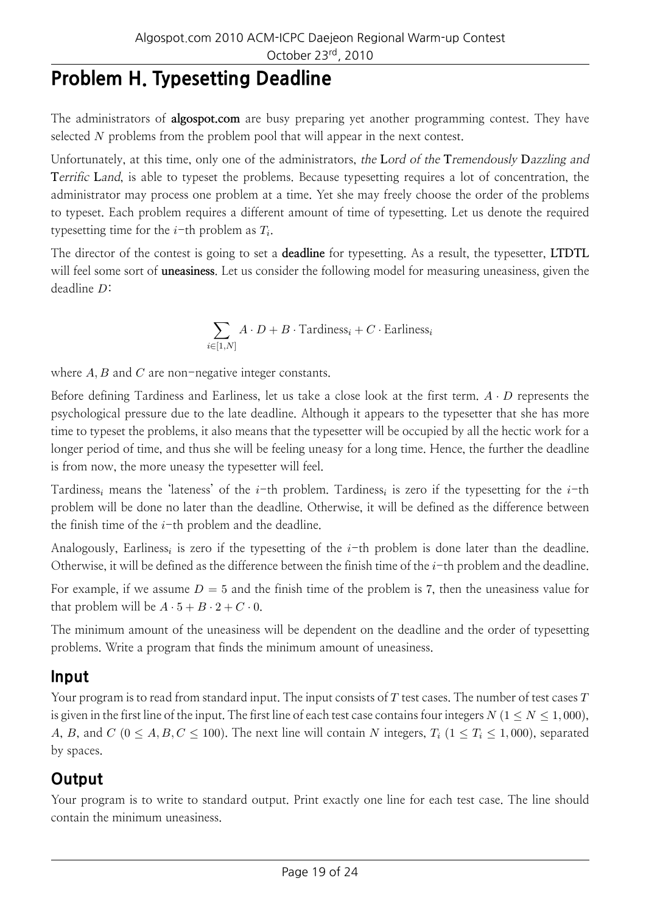# Problem H. Typesetting Deadline

The administrators of **algospot.com** are busy preparing yet another programming contest. They have selected $N$ problems from the problem pool that will appear in the next contest.

Unfortunately, at this time, only one of the administrators, *the* **L***ord of the* **T***remendously* **D***azzling and* **T***errific* **L***and*, is able to typeset the problems. Because typesetting requires a lot of concentration, the administrator may process one problem at a time. Yet she may freely choose the order of the problems to typeset. Each problem requires a different amount of time of typesetting. Let us denote the required typesetting time for the $i$-th problem as $T_i$.

The director of the contest is going to set a **deadline** for typesetting. As a result, the typesetter, **LTDTL** will feel some sort of **uneasiness**. Let us consider the following model for measuring uneasiness, given the deadline $D$:

$$\sum_{i \in [1,N]} A \cdot D + B \cdot \text{Tardiness}_i + C \cdot \text{Earliness}_i$$

where $A, B$ and $C$ are non-negative integer constants.

Before defining Tardiness and Earliness, let us take a close look at the first term. $A \cdot D$ represents the psychological pressure due to the late deadline. Although it appears to the typesetter that she has more time to typeset the problems, it also means that the typesetter will be occupied by all the hectic work for a longer period of time, and thus she will be feeling uneasy for a long time. Hence, the further the deadline is from now, the more uneasy the typesetter will feel.

$\text{Tardiness}_i$ means the 'lateness' of the $i$-th problem. $\text{Tardiness}_i$ is zero if the typesetting for the $i$-th problem will be done no later than the deadline. Otherwise, it will be defined as the difference between the finish time of the $i$-th problem and the deadline.

Analogously, $\text{Earliness}_i$ is zero if the typesetting of the $i$-th problem is done later than the deadline. Otherwise, it will be defined as the difference between the finish time of the $i$-th problem and the deadline.

For example, if we assume $D = 5$ and the finish time of the problem is 7, then the uneasiness value for that problem will be $A \cdot 5 + B \cdot 2 + C \cdot 0$.

The minimum amount of the uneasiness will be dependent on the deadline and the order of typesetting problems. Write a program that finds the minimum amount of uneasiness.

## Input

Your program is to read from standard input. The input consists of $T$ test cases. The number of test cases $T$ is given in the first line of the input. The first line of each test case contains four integers $N$ ($1 \leq N \leq 1,000$), $A$, $B$, and $C$ ($0 \leq A, B, C \leq 100$). The next line will contain $N$ integers, $T_i$ ($1 \leq T_i \leq 1,000$), separated by spaces.

## Output

Your program is to write to standard output. Print exactly one line for each test case. The line should contain the minimum uneasiness.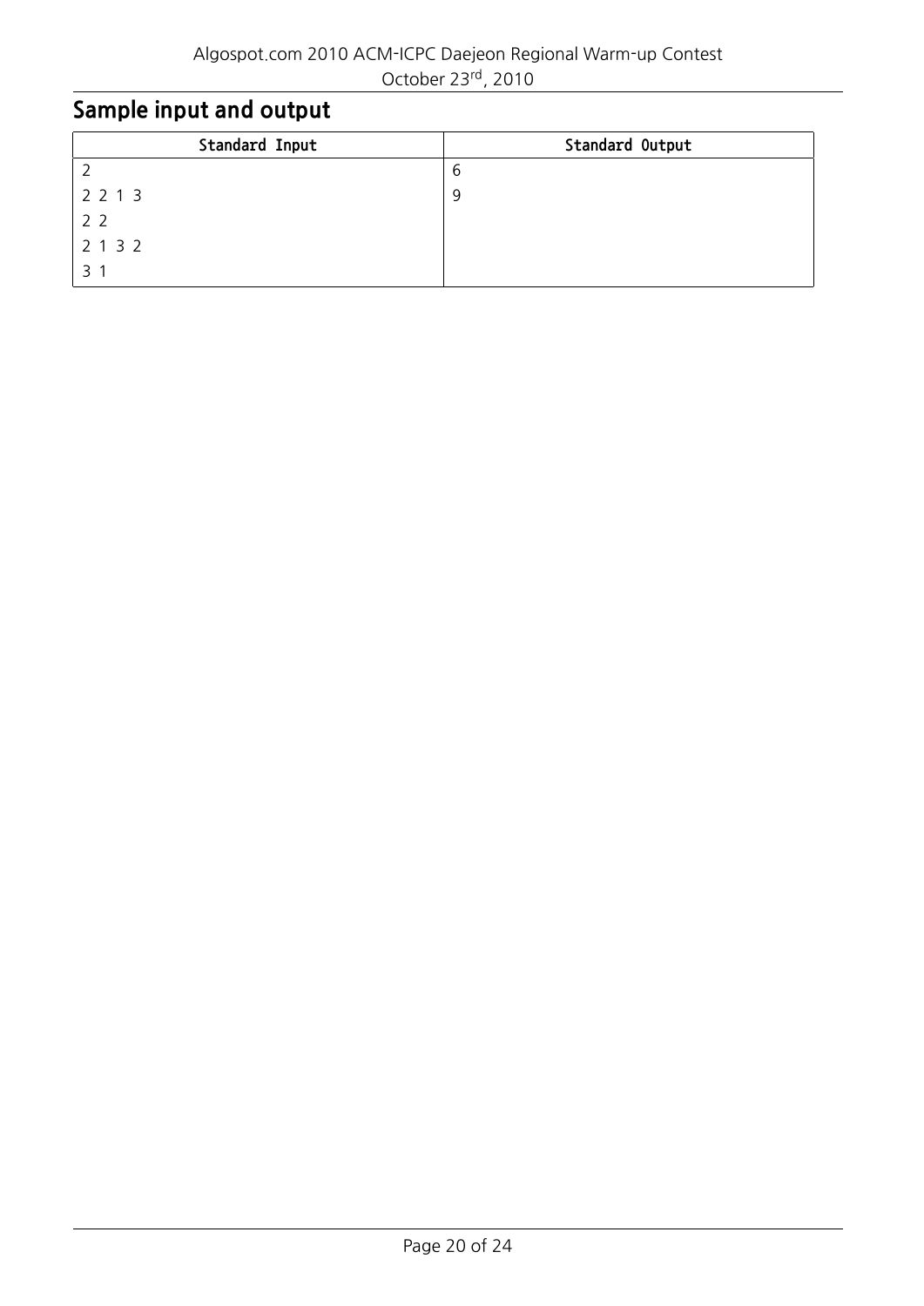## Sample input and output

| Standard Input | Standard Output |
| --- | --- |
| 2 | 6 |
| 2 2 1 3 | 9 |
| 2 2 | |
| 2 1 3 2 | |
| 3 1 | |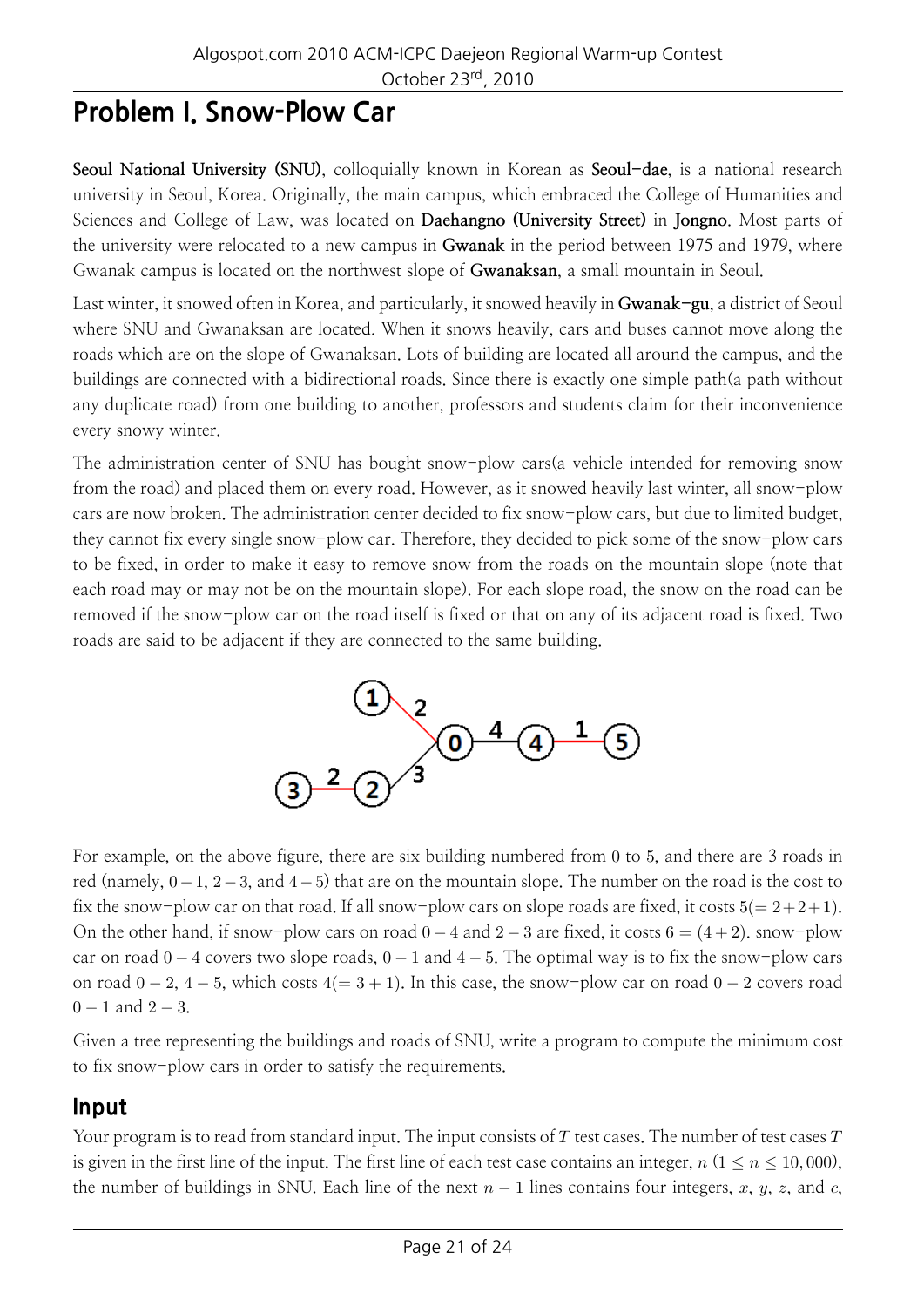# Problem I. Snow-Plow Car

**Seoul National University (SNU)**, colloquially known in Korean as **Seoul-dae**, is a national research university in Seoul, Korea. Originally, the main campus, which embraced the College of Humanities and Sciences and College of Law, was located on **Daehangno (University Street)** in **Jongno**. Most parts of the university were relocated to a new campus in **Gwanak** in the period between 1975 and 1979, where Gwanak campus is located on the northwest slope of **Gwanaksan**, a small mountain in Seoul.

Last winter, it snowed often in Korea, and particularly, it snowed heavily in **Gwanak-gu**, a district of Seoul where SNU and Gwanaksan are located. When it snows heavily, cars and buses cannot move along the roads which are on the slope of Gwanaksan. Lots of building are located all around the campus, and the buildings are connected with a bidirectional roads. Since there is exactly one simple path(a path without any duplicate road) from one building to another, professors and students claim for their inconvenience every snowy winter.

The administration center of SNU has bought snow-plow cars(a vehicle intended for removing snow from the road) and placed them on every road. However, as it snowed heavily last winter, all snow-plow cars are now broken. The administration center decided to fix snow-plow cars, but due to limited budget, they cannot fix every single snow-plow car. Therefore, they decided to pick some of the snow-plow cars to be fixed, in order to make it easy to remove snow from the roads on the mountain slope (note that each road may or may not be on the mountain slope). For each slope road, the snow on the road can be removed if the snow-plow car on the road itself is fixed or that on any of its adjacent road is fixed. Two roads are said to be adjacent if they are connected to the same building.

For example, on the above figure, there are six building numbered from 0 to 5, and there are 3 roads in red (namely, $0-1$, $2-3$, and $4-5$) that are on the mountain slope. The number on the road is the cost to fix the snow-plow car on that road. If all snow-plow cars on slope roads are fixed, it costs $5(=2+2+1)$. On the other hand, if snow-plow cars on road $0-4$ and $2-3$ are fixed, it costs $6 = (4+2)$. snow-plow car on road $0-4$ covers two slope roads, $0-1$ and $4-5$. The optimal way is to fix the snow-plow cars on road $0-2$, $4-5$, which costs $4(=3+1)$. In this case, the snow-plow car on road $0-2$ covers road $0-1$ and $2-3$.

Given a tree representing the buildings and roads of SNU, write a program to compute the minimum cost to fix snow-plow cars in order to satisfy the requirements.

## Input

Your program is to read from standard input. The input consists of $T$ test cases. The number of test cases $T$ is given in the first line of the input. The first line of each test case contains an integer, $n$ ($1 \le n \le 10,000$), the number of buildings in SNU. Each line of the next $n-1$ lines contains four integers, $x$, $y$, $z$, and $c$,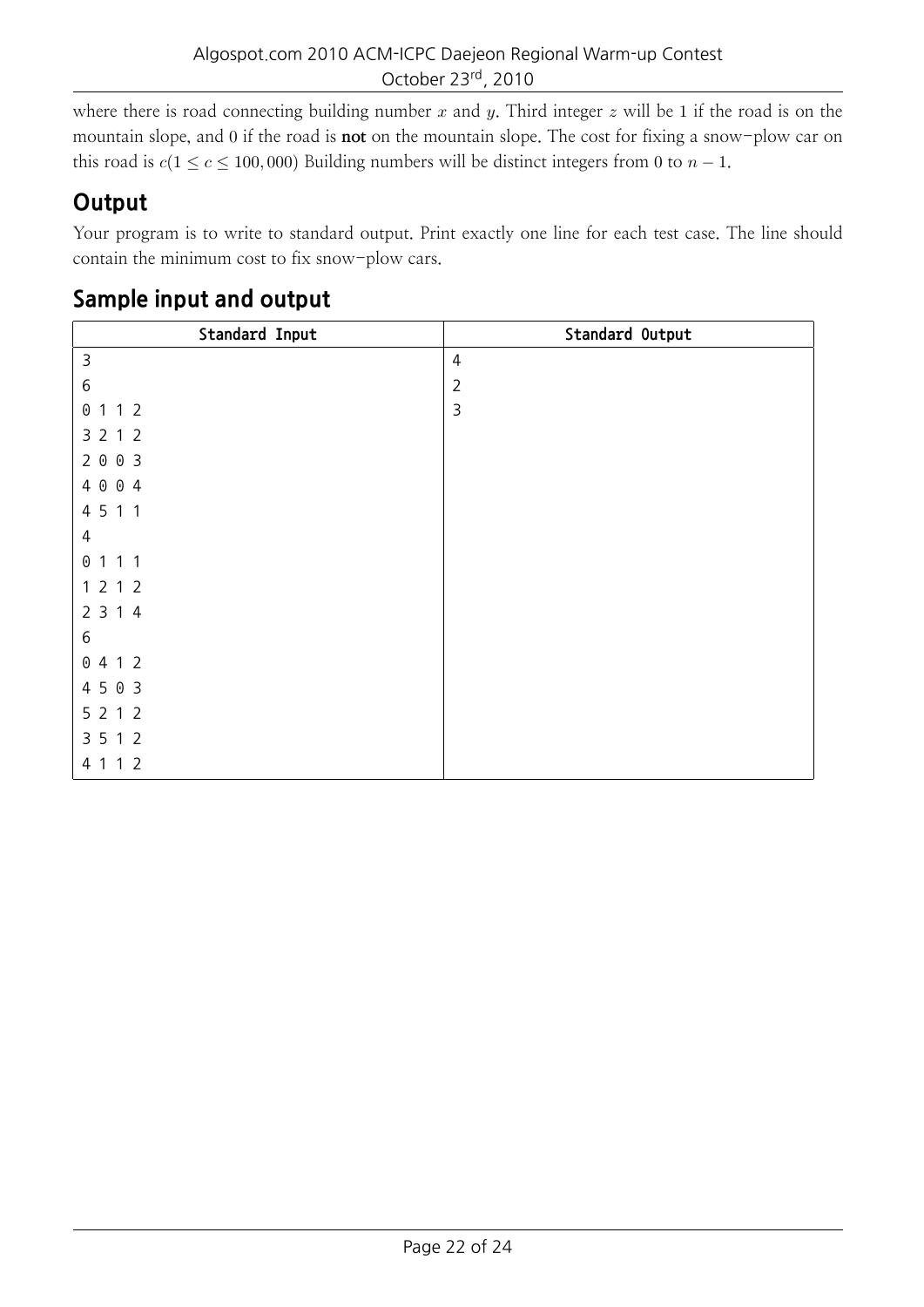where there is road connecting building number $x$ and $y$. Third integer $z$ will be 1 if the road is on the mountain slope, and 0 if the road is **not** on the mountain slope. The cost for fixing a snow−plow car on this road is $c(1 \le c \le 100,000)$ Building numbers will be distinct integers from 0 to $n-1$.

## Output

Your program is to write to standard output. Print exactly one line for each test case. The line should contain the minimum cost to fix snow−plow cars.

## Sample input and output

| Standard Input | Standard Output |
|---|---|
| 3 | 4 |
| 6 | 2 |
| 0 1 1 2 | 3 |
| 3 2 1 2 | |
| 2 0 0 3 | |
| 4 0 0 4 | |
| 4 5 1 1 | |
| 4 | |
| 0 1 1 1 | |
| 1 2 1 2 | |
| 2 3 1 4 | |
| 6 | |
| 0 4 1 2 | |
| 4 5 0 3 | |
| 5 2 1 2 | |
| 3 5 1 2 | |
| 4 1 1 2 | |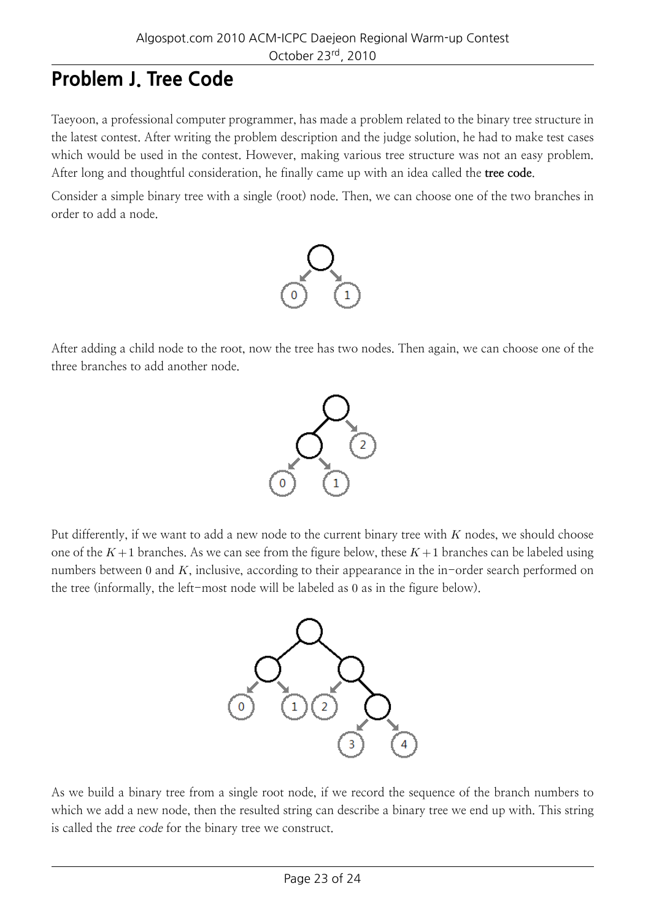# Problem J. Tree Code

Taeyoon, a professional computer programmer, has made a problem related to the binary tree structure in the latest contest. After writing the problem description and the judge solution, he had to make test cases which would be used in the contest. However, making various tree structure was not an easy problem. After long and thoughtful consideration, he finally came up with an idea called the **tree code**.

Consider a simple binary tree with a single (root) node. Then, we can choose one of the two branches in order to add a node.

After adding a child node to the root, now the tree has two nodes. Then again, we can choose one of the three branches to add another node.

Put differently, if we want to add a new node to the current binary tree with $K$ nodes, we should choose one of the $K+1$ branches. As we can see from the figure below, these $K+1$ branches can be labeled using numbers between 0 and $K$, inclusive, according to their appearance in the in-order search performed on the tree (informally, the left-most node will be labeled as 0 as in the figure below).

As we build a binary tree from a single root node, if we record the sequence of the branch numbers to which we add a new node, then the resulted string can describe a binary tree we end up with. This string is called the *tree code* for the binary tree we construct.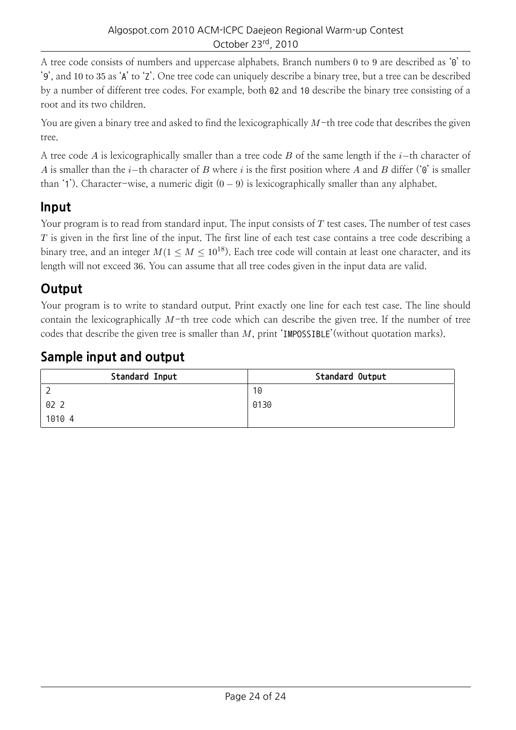A tree code consists of numbers and uppercase alphabets. Branch numbers 0 to 9 are described as '0' to '9', and 10 to 35 as 'A' to 'Z'. One tree code can uniquely describe a binary tree, but a tree can be described by a number of different tree codes. For example, both 02 and 10 describe the binary tree consisting of a root and its two children.

You are given a binary tree and asked to find the lexicographically $M$-th tree code that describes the given tree.

A tree code $A$ is lexicographically smaller than a tree code $B$ of the same length if the $i$-th character of $A$ is smaller than the $i$-th character of $B$ where $i$ is the first position where $A$ and $B$ differ ('0' is smaller than '1'). Character-wise, a numeric digit $(0 - 9)$ is lexicographically smaller than any alphabet.

## Input

Your program is to read from standard input. The input consists of $T$ test cases. The number of test cases $T$ is given in the first line of the input. The first line of each test case contains a tree code describing a binary tree, and an integer $M (1 \leq M \leq 10^{18})$. Each tree code will contain at least one character, and its length will not exceed 36. You can assume that all tree codes given in the input data are valid.

## Output

Your program is to write to standard output. Print exactly one line for each test case. The line should contain the lexicographically $M$-th tree code which can describe the given tree. If the number of tree codes that describe the given tree is smaller than $M$, print 'IMPOSSIBLE'(without quotation marks).

## Sample input and output

| Standard Input | Standard Output |
|---|---|
| 2<br>02 2<br>1010 4 | 10<br>0130 |